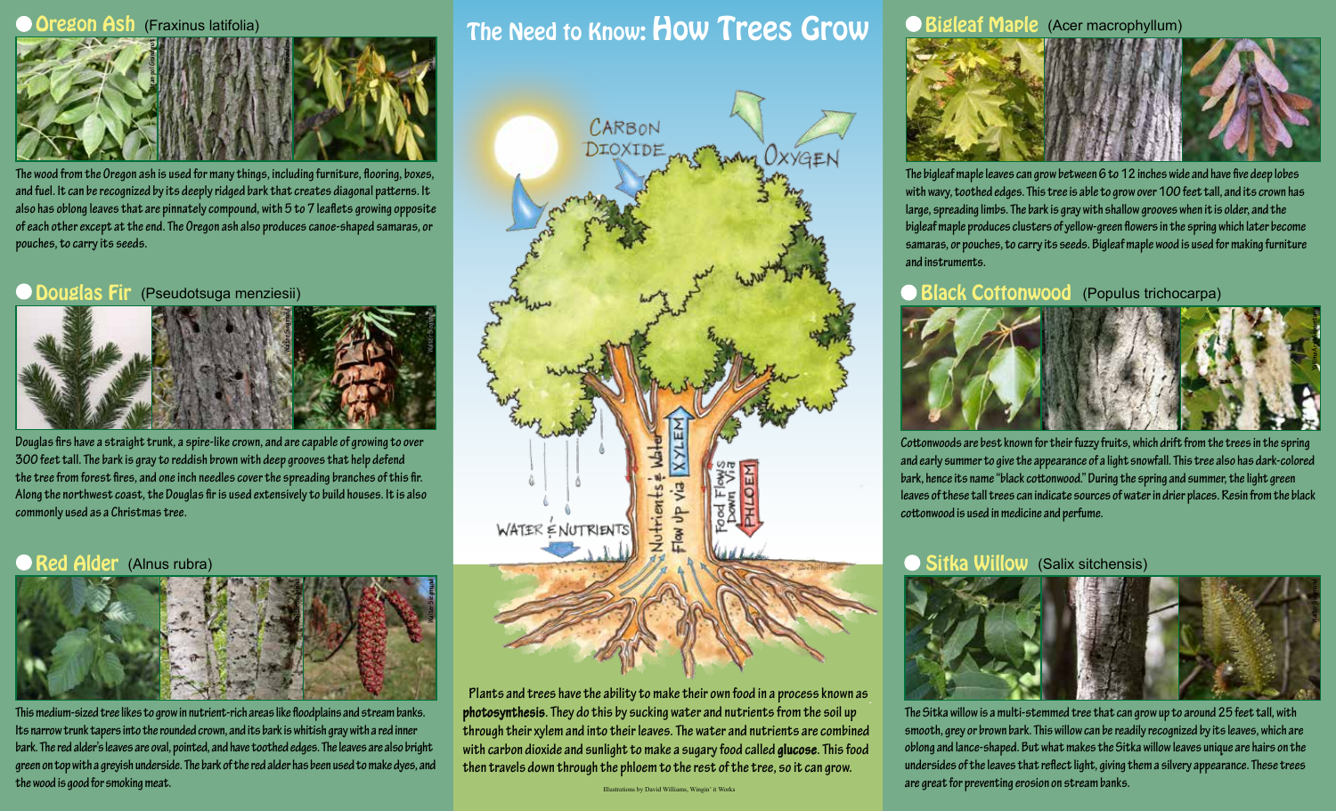# The Need to Know: How Trees Grow

## Oregon Ash (Fraxinus latifolia)

The wood from the Oregon ash is used for many things, including furniture, flooring, boxes, and fuel. It can be recognized by its deeply ridged bark that creates diagonal patterns. It also has oblong leaves that are pinnately compound, with 5 to 7 leaflets growing opposite of each other except at the end. The Oregon ash also produces canoe-shaped samaras, or pouches, to carry its seeds.

## Douglas Fir (Pseudotsuga menziesii)

Douglas firs have a straight trunk, a spire-like crown, and are capable of growing to over 300 feet tall. The bark is gray to reddish brown with deep grooves that help defend the tree from forest fires, and one inch needles cover the spreading branches of this fir. Along the northwest coast, the Douglas fir is used extensively to build houses. It is also commonly used as a Christmas tree.

## Red Alder (Alnus rubra)

This medium-sized tree likes to grow in nutrient-rich areas like floodplains and stream banks. Its narrow trunk tapers into the rounded crown, and its bark is whitish gray with a red inner bark. The red alder's leaves are oval, pointed, and have toothed edges. The leaves are also bright green on top with a greyish underside. The bark of the red alder has been used to make dyes, and the wood is good for smoking meat.

CARBON DIOXIDE

OXYGEN

WATER & NUTRIENTS

Nutrients & Water Flow Up via XYLEM

Food Flows Down Via PHLOEM

Plants and trees have the ability to make their own food in a process known as **photosynthesis**. They do this by sucking water and nutrients from the soil up through their xylem and into their leaves. The water and nutrients are combined with carbon dioxide and sunlight to make a sugary food called **glucose**. This food then travels down through the phloem to the rest of the tree, so it can grow.

Illustrations by David Williams, Wingin' it Works

## Bigleaf Maple (Acer macrophyllum)

The bigleaf maple leaves can grow between 6 to 12 inches wide and have five deep lobes with wavy, toothed edges. This tree is able to grow over 100 feet tall, and its crown has large, spreading limbs. The bark is gray with shallow grooves when it is older, and the bigleaf maple produces clusters of yellow-green flowers in the spring which later become samaras, or pouches, to carry its seeds. Bigleaf maple wood is used for making furniture and instruments.

## Black Cottonwood (Populus trichocarpa)

Cottonwoods are best known for their fuzzy fruits, which drift from the trees in the spring and early summer to give the appearance of a light snowfall. This tree also has dark-colored bark, hence its name "black cottonwood." During the spring and summer, the light green leaves of these tall trees can indicate sources of water in drier places. Resin from the black cottonwood is used in medicine and perfume.

## Sitka Willow (Salix sitchensis)

The Sitka willow is a multi-stemmed tree that can grow up to around 25 feet tall, with smooth, grey or brown bark. This willow can be readily recognized by its leaves, which are oblong and lance-shaped. But what makes the Sitka willow leaves unique are hairs on the undersides of the leaves that reflect light, giving them a silvery appearance. These trees are great for preventing erosion on stream banks.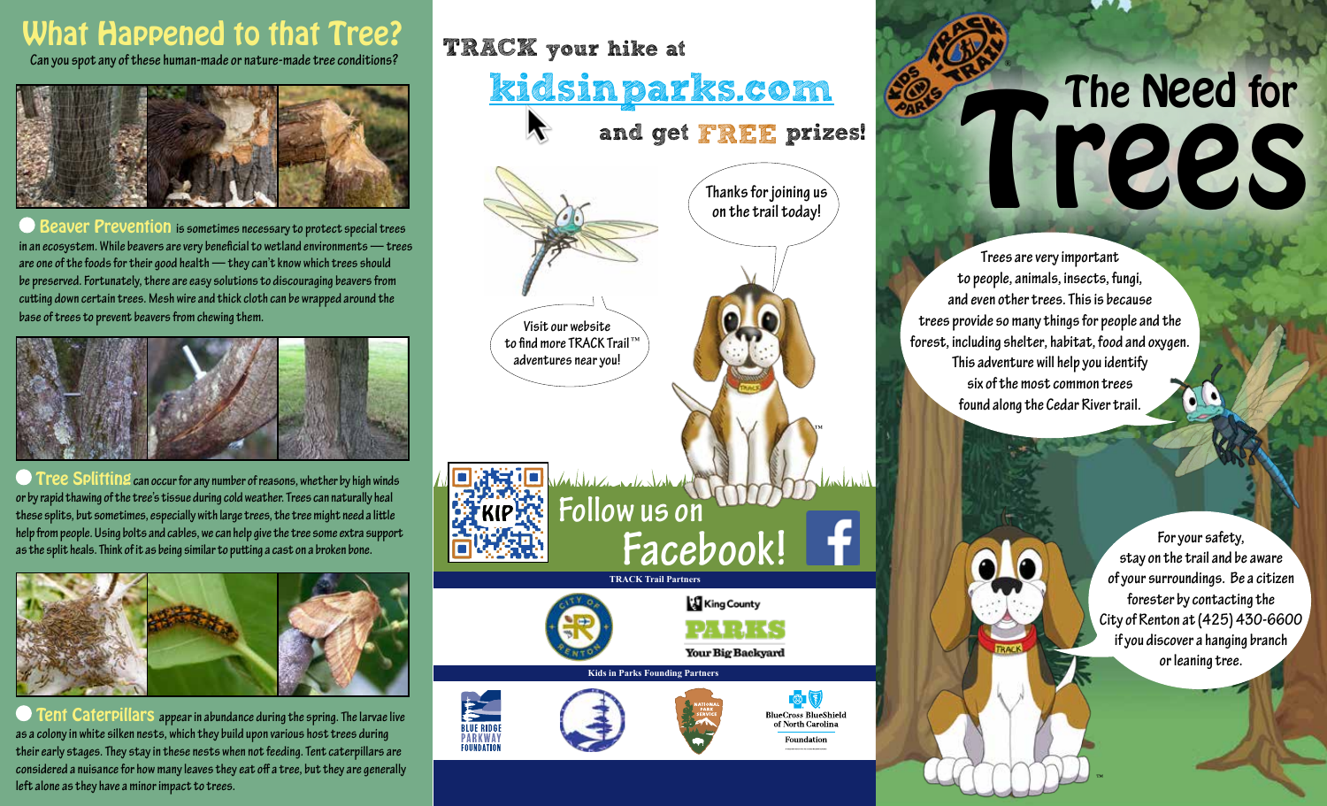# What Happened to that Tree?

Can you spot any of these human-made or nature-made tree conditions?

**Beaver Prevention** is sometimes necessary to protect special trees in an ecosystem. While beavers are very beneficial to wetland environments — trees are one of the foods for their good health — they can't know which trees should be preserved. Fortunately, there are easy solutions to discouraging beavers from cutting down certain trees. Mesh wire and thick cloth can be wrapped around the base of trees to prevent beavers from chewing them.

**Tree Splitting** can occur for any number of reasons, whether by high winds or by rapid thawing of the tree's tissue during cold weather. Trees can naturally heal these splits, but sometimes, especially with large trees, the tree might need a little help from people. Using bolts and cables, we can help give the tree some extra support as the split heals. Think of it as being similar to putting a cast on a broken bone.

**Tent Caterpillars** appear in abundance during the spring. The larvae live as a colony in white silken nests, which they build upon various host trees during their early stages. They stay in these nests when not feeding. Tent caterpillars are considered a nuisance for how many leaves they eat off a tree, but they are generally left alone as they have a minor impact to trees.

**TRACK** your hike at **kidsinparks.com** and get **FREE** prizes!

Thanks for joining us on the trail today!

Visit our website to find more TRACK Trail™ adventures near you!

Follow us on Facebook!

TRACK Trail Partners

Kids in Parks Founding Partners

# The Need for Trees

Trees are very important to people, animals, insects, fungi, and even other trees. This is because trees provide so many things for people and the forest, including shelter, habitat, food and oxygen. This adventure will help you identify six of the most common trees found along the Cedar River trail.

For your safety, stay on the trail and be aware of your surroundings. Be a citizen forester by contacting the City of Renton at (425) 430-6600 if you discover a hanging branch or leaning tree.